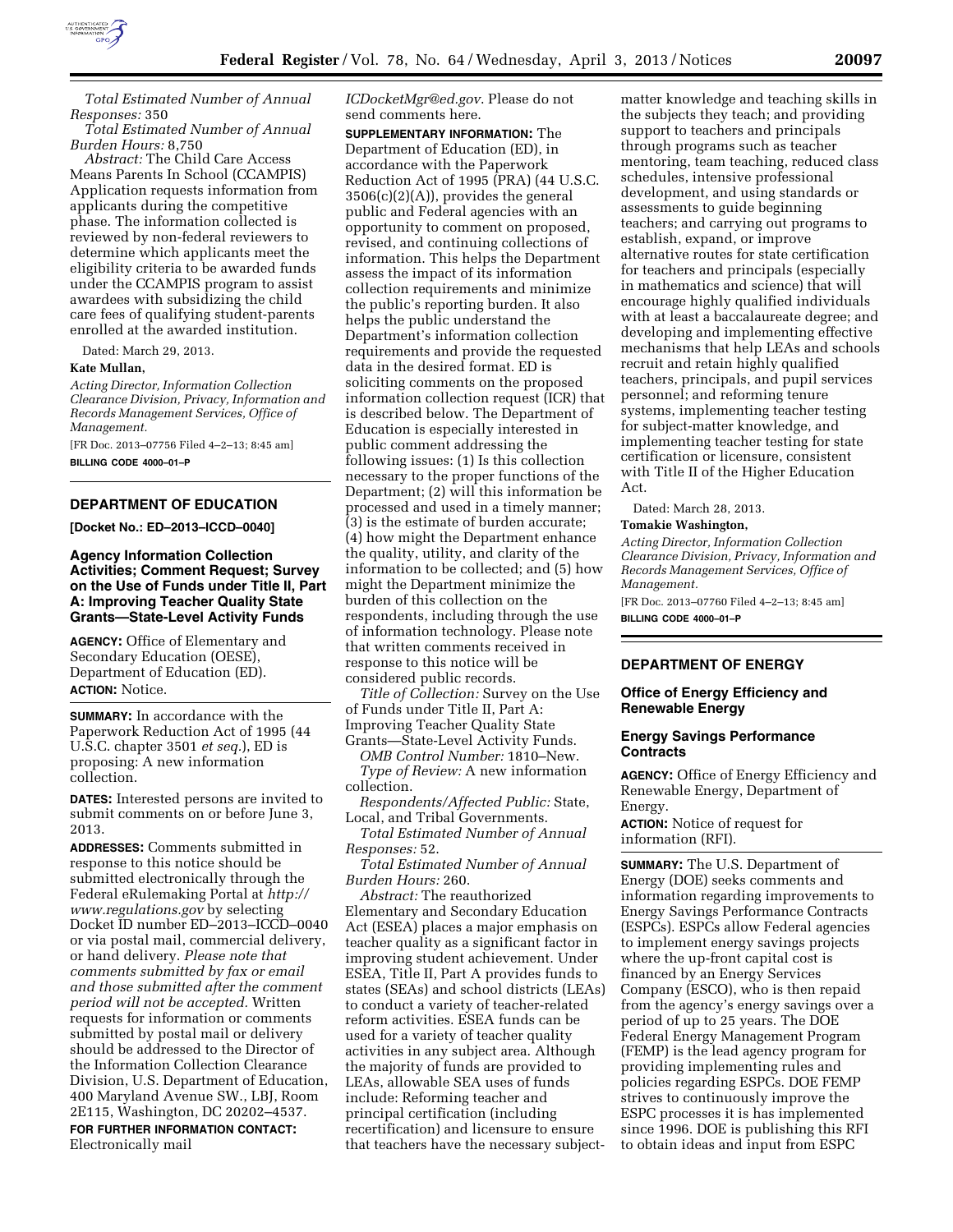*Total Estimated Number of Annual Responses:* 350

*Total Estimated Number of Annual Burden Hours:* 8,750

*Abstract:* The Child Care Access Means Parents In School (CCAMPIS) Application requests information from applicants during the competitive phase. The information collected is reviewed by non-federal reviewers to determine which applicants meet the eligibility criteria to be awarded funds under the CCAMPIS program to assist awardees with subsidizing the child care fees of qualifying student-parents enrolled at the awarded institution.

Dated: March 29, 2013.

**Kate Mullan,**

*Acting Director, Information Collection Clearance Division, Privacy, Information and Records Management Services, Office of Management.*

[FR Doc. 2013–07756 Filed 4–2–13; 8:45 am]

**BILLING CODE 4000–01–P**

## DEPARTMENT OF EDUCATION

**[Docket No.: ED–2013–ICCD–0040]**

### Agency Information Collection Activities; Comment Request; Survey on the Use of Funds under Title II, Part A: Improving Teacher Quality State Grants—State-Level Activity Funds

**AGENCY:** Office of Elementary and Secondary Education (OESE), Department of Education (ED).

**ACTION:** Notice.

**SUMMARY:** In accordance with the Paperwork Reduction Act of 1995 (44 U.S.C. chapter 3501 *et seq.*), ED is proposing: A new information collection.

**DATES:** Interested persons are invited to submit comments on or before June 3, 2013.

**ADDRESSES:** Comments submitted in response to this notice should be submitted electronically through the Federal eRulemaking Portal at *http://www.regulations.gov* by selecting Docket ID number ED–2013–ICCD–0040 or via postal mail, commercial delivery, or hand delivery. *Please note that comments submitted by fax or email and those submitted after the comment period will not be accepted.* Written requests for information or comments submitted by postal mail or delivery should be addressed to the Director of the Information Collection Clearance Division, U.S. Department of Education, 400 Maryland Avenue SW., LBJ, Room 2E115, Washington, DC 20202–4537.

**FOR FURTHER INFORMATION CONTACT:** Electronically mail *ICDocketMgr@ed.gov.* Please do not send comments here.

**SUPPLEMENTARY INFORMATION:** The Department of Education (ED), in accordance with the Paperwork Reduction Act of 1995 (PRA) (44 U.S.C. 3506(c)(2)(A)), provides the general public and Federal agencies with an opportunity to comment on proposed, revised, and continuing collections of information. This helps the Department assess the impact of its information collection requirements and minimize the public's reporting burden. It also helps the public understand the Department's information collection requirements and provide the requested data in the desired format. ED is soliciting comments on the proposed information collection request (ICR) that is described below. The Department of Education is especially interested in public comment addressing the following issues: (1) Is this collection necessary to the proper functions of the Department; (2) will this information be processed and used in a timely manner; (3) is the estimate of burden accurate; (4) how might the Department enhance the quality, utility, and clarity of the information to be collected; and (5) how might the Department minimize the burden of this collection on the respondents, including through the use of information technology. Please note that written comments received in response to this notice will be considered public records.

*Title of Collection:* Survey on the Use of Funds under Title II, Part A: Improving Teacher Quality State Grants—State-Level Activity Funds.

*OMB Control Number:* 1810–New.

*Type of Review:* A new information collection.

*Respondents/Affected Public:* State, Local, and Tribal Governments.

*Total Estimated Number of Annual Responses:* 52.

*Total Estimated Number of Annual Burden Hours:* 260.

*Abstract:* The reauthorized Elementary and Secondary Education Act (ESEA) places a major emphasis on teacher quality as a significant factor in improving student achievement. Under ESEA, Title II, Part A provides funds to states (SEAs) and school districts (LEAs) to conduct a variety of teacher-related reform activities. ESEA funds can be used for a variety of teacher quality activities in any subject area. Although the majority of funds are provided to LEAs, allowable SEA uses of funds include: Reforming teacher and principal certification (including recertification) and licensure to ensure that teachers have the necessary subject-matter knowledge and teaching skills in the subjects they teach; and providing support to teachers and principals through programs such as teacher mentoring, team teaching, reduced class schedules, intensive professional development, and using standards or assessments to guide beginning teachers; and carrying out programs to establish, expand, or improve alternative routes for state certification for teachers and principals (especially in mathematics and science) that will encourage highly qualified individuals with at least a baccalaureate degree; and developing and implementing effective mechanisms that help LEAs and schools recruit and retain highly qualified teachers, principals, and pupil services personnel; and reforming tenure systems, implementing teacher testing for subject-matter knowledge, and implementing teacher testing for state certification or licensure, consistent with Title II of the Higher Education Act.

Dated: March 28, 2013.

**Tomakie Washington,**

*Acting Director, Information Collection Clearance Division, Privacy, Information and Records Management Services, Office of Management.*

[FR Doc. 2013–07760 Filed 4–2–13; 8:45 am]

**BILLING CODE 4000–01–P**

## DEPARTMENT OF ENERGY

### Office of Energy Efficiency and Renewable Energy

### Energy Savings Performance Contracts

**AGENCY:** Office of Energy Efficiency and Renewable Energy, Department of Energy.

**ACTION:** Notice of request for information (RFI).

**SUMMARY:** The U.S. Department of Energy (DOE) seeks comments and information regarding improvements to Energy Savings Performance Contracts (ESPCs). ESPCs allow Federal agencies to implement energy savings projects where the up-front capital cost is financed by an Energy Services Company (ESCO), who is then repaid from the agency's energy savings over a period of up to 25 years. The DOE Federal Energy Management Program (FEMP) is the lead agency program for providing implementing rules and policies regarding ESPCs. DOE FEMP strives to continuously improve the ESPC processes it is has implemented since 1996. DOE is publishing this RFI to obtain ideas and input from ESPC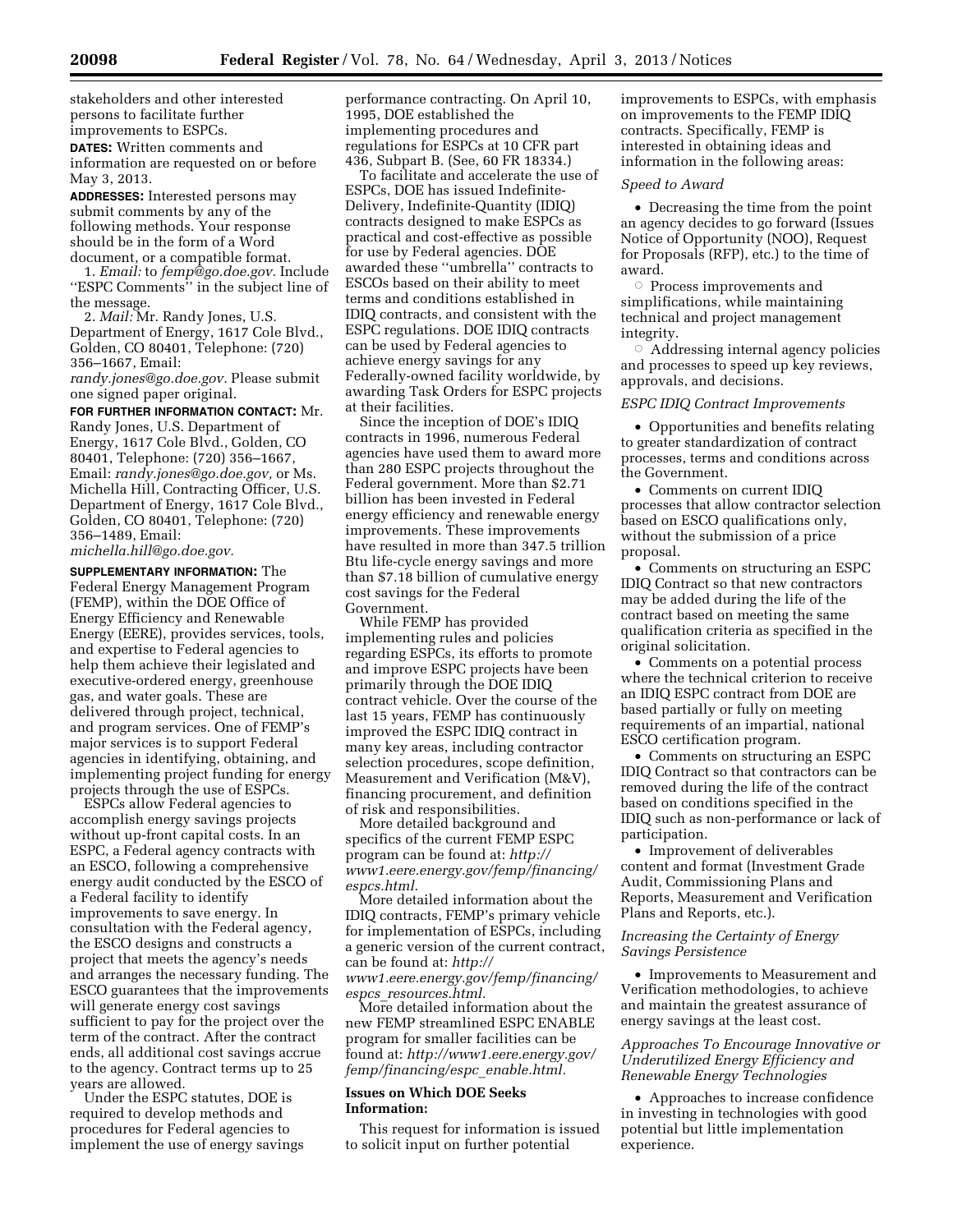stakeholders and other interested persons to facilitate further improvements to ESPCs.

**DATES:** Written comments and information are requested on or before May 3, 2013.

**ADDRESSES:** Interested persons may submit comments by any of the following methods. Your response should be in the form of a Word document, or a compatible format.

1. *Email:* to *femp@go.doe.gov.* Include ''ESPC Comments'' in the subject line of the message.
2. *Mail:* Mr. Randy Jones, U.S. Department of Energy, 1617 Cole Blvd., Golden, CO 80401, Telephone: (720) 356–1667, Email: *randy.jones@go.doe.gov.* Please submit one signed paper original.

**FOR FURTHER INFORMATION CONTACT:** Mr. Randy Jones, U.S. Department of Energy, 1617 Cole Blvd., Golden, CO 80401, Telephone: (720) 356–1667, Email: *randy.jones@go.doe.gov,* or Ms. Michella Hill, Contracting Officer, U.S. Department of Energy, 1617 Cole Blvd., Golden, CO 80401, Telephone: (720) 356–1489, Email: *michella.hill@go.doe.gov.*

**SUPPLEMENTARY INFORMATION:** The Federal Energy Management Program (FEMP), within the DOE Office of Energy Efficiency and Renewable Energy (EERE), provides services, tools, and expertise to Federal agencies to help them achieve their legislated and executive-ordered energy, greenhouse gas, and water goals. These are delivered through project, technical, and program services. One of FEMP's major services is to support Federal agencies in identifying, obtaining, and implementing project funding for energy projects through the use of ESPCs.

ESPCs allow Federal agencies to accomplish energy savings projects without up-front capital costs. In an ESPC, a Federal agency contracts with an ESCO, following a comprehensive energy audit conducted by the ESCO of a Federal facility to identify improvements to save energy. In consultation with the Federal agency, the ESCO designs and constructs a project that meets the agency's needs and arranges the necessary funding. The ESCO guarantees that the improvements will generate energy cost savings sufficient to pay for the project over the term of the contract. After the contract ends, all additional cost savings accrue to the agency. Contract terms up to 25 years are allowed.

Under the ESPC statutes, DOE is required to develop methods and procedures for Federal agencies to implement the use of energy savings performance contracting. On April 10, 1995, DOE established the implementing procedures and regulations for ESPCs at 10 CFR part 436, Subpart B. (See, 60 FR 18334.)

To facilitate and accelerate the use of ESPCs, DOE has issued Indefinite-Delivery, Indefinite-Quantity (IDIQ) contracts designed to make ESPCs as practical and cost-effective as possible for use by Federal agencies. DOE awarded these ''umbrella'' contracts to ESCOs based on their ability to meet terms and conditions established in IDIQ contracts, and consistent with the ESPC regulations. DOE IDIQ contracts can be used by Federal agencies to achieve energy savings for any Federally-owned facility worldwide, by awarding Task Orders for ESPC projects at their facilities.

Since the inception of DOE's IDIQ contracts in 1996, numerous Federal agencies have used them to award more than 280 ESPC projects throughout the Federal government. More than $2.71 billion has been invested in Federal energy efficiency and renewable energy improvements. These improvements have resulted in more than 347.5 trillion Btu life-cycle energy savings and more than $7.18 billion of cumulative energy cost savings for the Federal Government.

While FEMP has provided implementing rules and policies regarding ESPCs, its efforts to promote and improve ESPC projects have been primarily through the DOE IDIQ contract vehicle. Over the course of the last 15 years, FEMP has continuously improved the ESPC IDIQ contract in many key areas, including contractor selection procedures, scope definition, Measurement and Verification (M&V), financing procurement, and definition of risk and responsibilities.

More detailed background and specifics of the current FEMP ESPC program can be found at: *http://www1.eere.energy.gov/femp/financing/espcs.html.*

More detailed information about the IDIQ contracts, FEMP's primary vehicle for implementation of ESPCs, including a generic version of the current contract, can be found at: *http://www1.eere.energy.gov/femp/financing/espcs_resources.html.*

More detailed information about the new FEMP streamlined ESPC ENABLE program for smaller facilities can be found at: *http://www1.eere.energy.gov/femp/financing/espc_enable.html.*

## Issues on Which DOE Seeks Information:

This request for information is issued to solicit input on further potential improvements to ESPCs, with emphasis on improvements to the FEMP IDIQ contracts. Specifically, FEMP is interested in obtaining ideas and information in the following areas:

*Speed to Award*

- Decreasing the time from the point an agency decides to go forward (Issues Notice of Opportunity (NOO), Request for Proposals (RFP), etc.) to the time of award.
  - Process improvements and simplifications, while maintaining technical and project management integrity.
  - Addressing internal agency policies and processes to speed up key reviews, approvals, and decisions.

*ESPC IDIQ Contract Improvements*

- Opportunities and benefits relating to greater standardization of contract processes, terms and conditions across the Government.
- Comments on current IDIQ processes that allow contractor selection based on ESCO qualifications only, without the submission of a price proposal.
- Comments on structuring an ESPC IDIQ Contract so that new contractors may be added during the life of the contract based on meeting the same qualification criteria as specified in the original solicitation.
- Comments on a potential process where the technical criterion to receive an IDIQ ESPC contract from DOE are based partially or fully on meeting requirements of an impartial, national ESCO certification program.
- Comments on structuring an ESPC IDIQ Contract so that contractors can be removed during the life of the contract based on conditions specified in the IDIQ such as non-performance or lack of participation.
- Improvement of deliverables content and format (Investment Grade Audit, Commissioning Plans and Reports, Measurement and Verification Plans and Reports, etc.).

*Increasing the Certainty of Energy Savings Persistence*

- Improvements to Measurement and Verification methodologies, to achieve and maintain the greatest assurance of energy savings at the least cost.

*Approaches To Encourage Innovative or Underutilized Energy Efficiency and Renewable Energy Technologies*

- Approaches to increase confidence in investing in technologies with good potential but little implementation experience.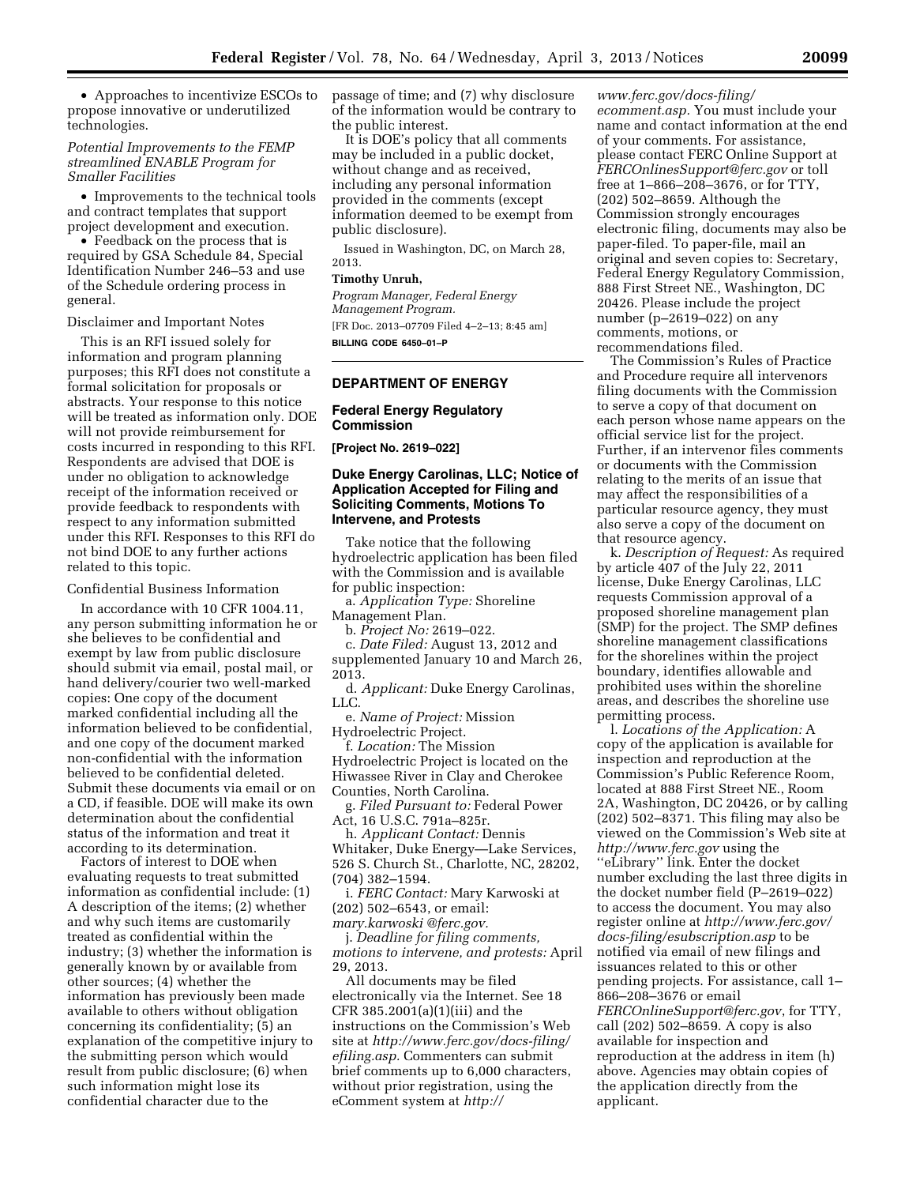• Approaches to incentivize ESCOs to propose innovative or underutilized technologies.

*Potential Improvements to the FEMP streamlined ENABLE Program for Smaller Facilities*

• Improvements to the technical tools and contract templates that support project development and execution.

• Feedback on the process that is required by GSA Schedule 84, Special Identification Number 246–53 and use of the Schedule ordering process in general.

Disclaimer and Important Notes

This is an RFI issued solely for information and program planning purposes; this RFI does not constitute a formal solicitation for proposals or abstracts. Your response to this notice will be treated as information only. DOE will not provide reimbursement for costs incurred in responding to this RFI. Respondents are advised that DOE is under no obligation to acknowledge receipt of the information received or provide feedback to respondents with respect to any information submitted under this RFI. Responses to this RFI do not bind DOE to any further actions related to this topic.

Confidential Business Information

In accordance with 10 CFR 1004.11, any person submitting information he or she believes to be confidential and exempt by law from public disclosure should submit via email, postal mail, or hand delivery/courier two well-marked copies: One copy of the document marked confidential including all the information believed to be confidential, and one copy of the document marked non-confidential with the information believed to be confidential deleted. Submit these documents via email or on a CD, if feasible. DOE will make its own determination about the confidential status of the information and treat it according to its determination.

Factors of interest to DOE when evaluating requests to treat submitted information as confidential include: (1) A description of the items; (2) whether and why such items are customarily treated as confidential within the industry; (3) whether the information is generally known by or available from other sources; (4) whether the information has previously been made available to others without obligation concerning its confidentiality; (5) an explanation of the competitive injury to the submitting person which would result from public disclosure; (6) when such information might lose its confidential character due to the passage of time; and (7) why disclosure of the information would be contrary to the public interest.

It is DOE's policy that all comments may be included in a public docket, without change and as received, including any personal information provided in the comments (except information deemed to be exempt from public disclosure).

Issued in Washington, DC, on March 28, 2013.

**Timothy Unruh,**

*Program Manager, Federal Energy Management Program.*

[FR Doc. 2013–07709 Filed 4–2–13; 8:45 am]

**BILLING CODE 6450–01–P**

## DEPARTMENT OF ENERGY

### Federal Energy Regulatory Commission

**[Project No. 2619–022]**

### Duke Energy Carolinas, LLC; Notice of Application Accepted for Filing and Soliciting Comments, Motions To Intervene, and Protests

Take notice that the following hydroelectric application has been filed with the Commission and is available for public inspection:

a. *Application Type:* Shoreline Management Plan.

b. *Project No:* 2619–022.

c. *Date Filed:* August 13, 2012 and supplemented January 10 and March 26, 2013.

d. *Applicant:* Duke Energy Carolinas, LLC.

e. *Name of Project:* Mission Hydroelectric Project.

f. *Location:* The Mission Hydroelectric Project is located on the Hiwassee River in Clay and Cherokee Counties, North Carolina.

g. *Filed Pursuant to:* Federal Power Act, 16 U.S.C. 791a–825r.

h. *Applicant Contact:* Dennis Whitaker, Duke Energy—Lake Services, 526 S. Church St., Charlotte, NC, 28202, (704) 382–1594.

i. *FERC Contact:* Mary Karwoski at (202) 502–6543, or email: *mary.karwoski@ferc.gov.*

j. *Deadline for filing comments, motions to intervene, and protests:* April 29, 2013.

All documents may be filed electronically via the Internet. See 18 CFR 385.2001(a)(1)(iii) and the instructions on the Commission's Web site at *http://www.ferc.gov/docs-filing/efiling.asp.* Commenters can submit brief comments up to 6,000 characters, without prior registration, using the eComment system at *http://www.ferc.gov/docs-filing/ecomment.asp.* You must include your name and contact information at the end of your comments. For assistance, please contact FERC Online Support at *FERCOnlinesSupport@ferc.gov* or toll free at 1–866–208–3676, or for TTY, (202) 502–8659. Although the Commission strongly encourages electronic filing, documents may also be paper-filed. To paper-file, mail an original and seven copies to: Secretary, Federal Energy Regulatory Commission, 888 First Street NE., Washington, DC 20426. Please include the project number (p–2619–022) on any comments, motions, or recommendations filed.

The Commission's Rules of Practice and Procedure require all intervenors filing documents with the Commission to serve a copy of that document on each person whose name appears on the official service list for the project. Further, if an intervenor files comments or documents with the Commission relating to the merits of an issue that may affect the responsibilities of a particular resource agency, they must also serve a copy of the document on that resource agency.

k. *Description of Request:* As required by article 407 of the July 22, 2011 license, Duke Energy Carolinas, LLC requests Commission approval of a proposed shoreline management plan (SMP) for the project. The SMP defines shoreline management classifications for the shorelines within the project boundary, identifies allowable and prohibited uses within the shoreline areas, and describes the shoreline use permitting process.

l. *Locations of the Application:* A copy of the application is available for inspection and reproduction at the Commission's Public Reference Room, located at 888 First Street NE., Room 2A, Washington, DC 20426, or by calling (202) 502–8371. This filing may also be viewed on the Commission's Web site at *http://www.ferc.gov* using the ''eLibrary'' link. Enter the docket number excluding the last three digits in the docket number field (P–2619–022) to access the document. You may also register online at *http://www.ferc.gov/docs-filing/esubscription.asp* to be notified via email of new filings and issuances related to this or other pending projects. For assistance, call 1–866–208–3676 or email *FERCOnlineSupport@ferc.gov*, for TTY, call (202) 502–8659. A copy is also available for inspection and reproduction at the address in item (h) above. Agencies may obtain copies of the application directly from the applicant.